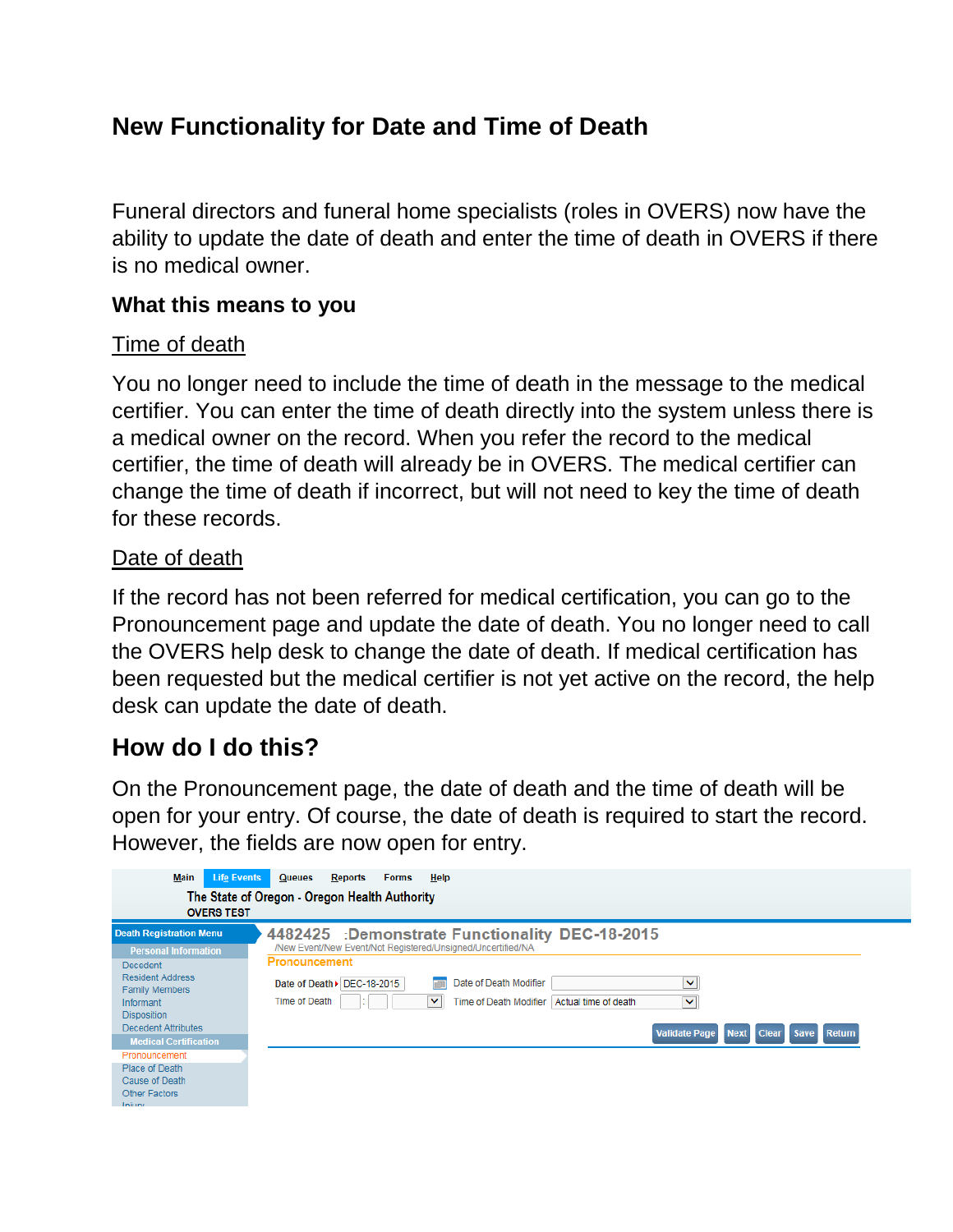# New Functionality for Date and Time of Death

Funeral directors and funeral home specialists (roles in OVERS) now have the ability to update the date of death and enter the time of death in OVERS if there is no medical owner.

### What this means to you

Time of death

You no longer need to include the time of death in the message to the medical certifier. You can enter the time of death directly into the system unless there is a medical owner on the record. When you refer the record to the medical certifier, the time of death will already be in OVERS. The medical certifier can change the time of death if incorrect, but will not need to key the time of death for these records.

Date of death

If the record has not been referred for medical certification, you can go to the Pronouncement page and update the date of death. You no longer need to call the OVERS help desk to change the date of death. If medical certification has been requested but the medical certifier is not yet active on the record, the help desk can update the date of death.

## How do I do this?

On the Pronouncement page, the date of death and the time of death will be open for your entry. Of course, the date of death is required to start the record. However, the fields are now open for entry.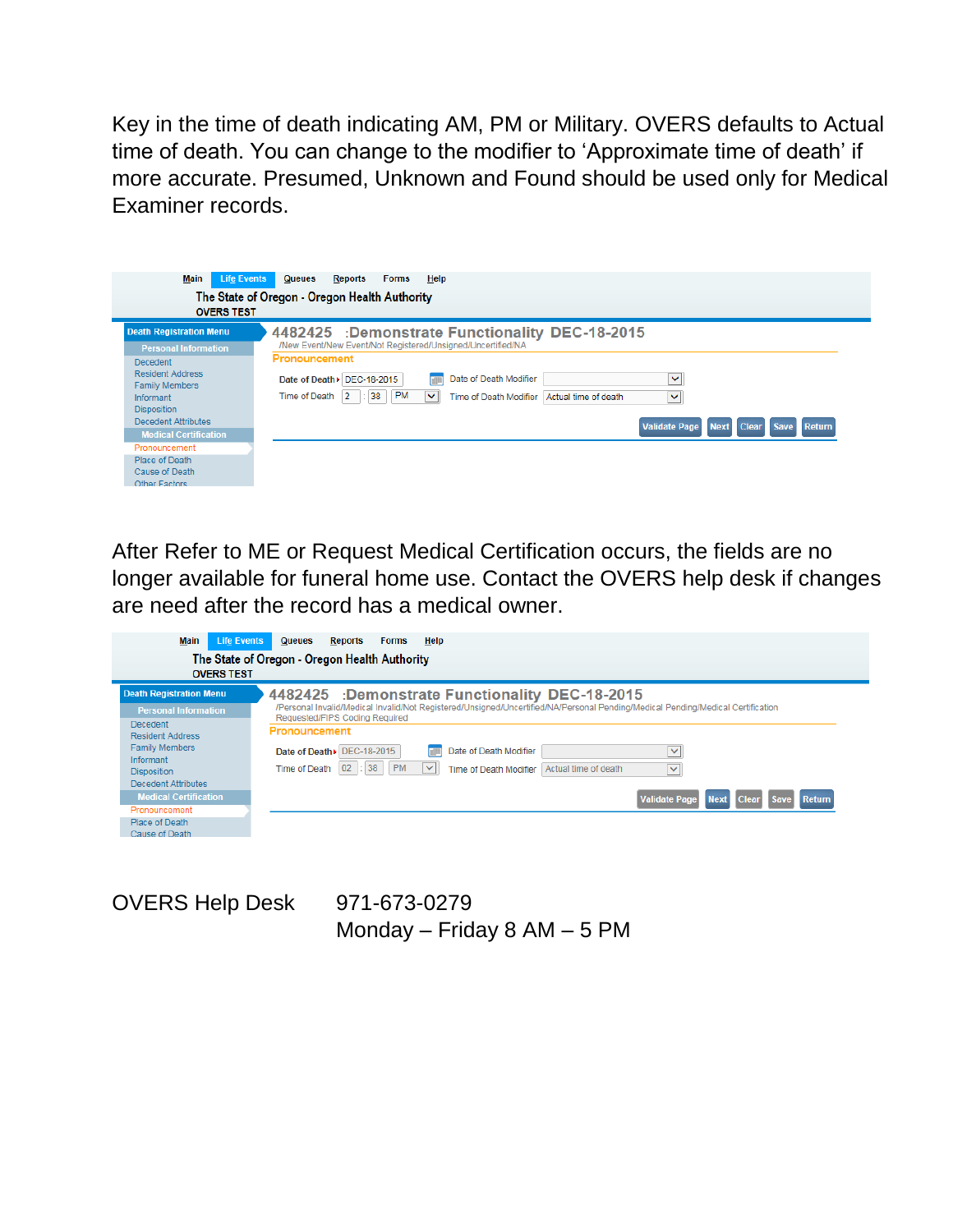Key in the time of death indicating AM, PM or Military. OVERS defaults to Actual time of death. You can change to the modifier to 'Approximate time of death' if more accurate. Presumed, Unknown and Found should be used only for Medical Examiner records.

After Refer to ME or Request Medical Certification occurs, the fields are no longer available for funeral home use. Contact the OVERS help desk if changes are need after the record has a medical owner.

OVERS Help Desk 971-673-0279

Monday – Friday 8 AM – 5 PM